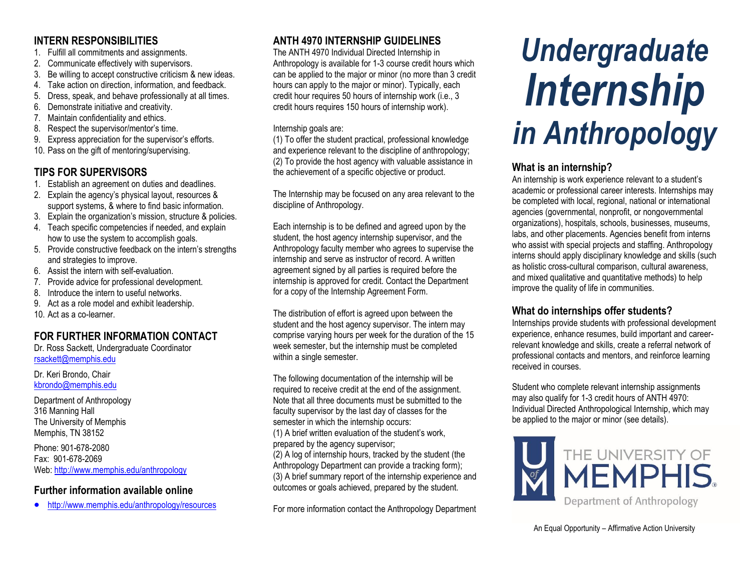## INTERN RESPONSIBILITIES

1. Fulfill all commitments and assignments.
2. Communicate effectively with supervisors.
3. Be willing to accept constructive criticism & new ideas.
4. Take action on direction, information, and feedback.
5. Dress, speak, and behave professionally at all times.
6. Demonstrate initiative and creativity.
7. Maintain confidentiality and ethics.
8. Respect the supervisor/mentor's time.
9. Express appreciation for the supervisor's efforts.
10. Pass on the gift of mentoring/supervising.

## TIPS FOR SUPERVISORS

1. Establish an agreement on duties and deadlines.
2. Explain the agency's physical layout, resources & support systems, & where to find basic information.
3. Explain the organization's mission, structure & policies.
4. Teach specific competencies if needed, and explain how to use the system to accomplish goals.
5. Provide constructive feedback on the intern's strengths and strategies to improve.
6. Assist the intern with self-evaluation.
7. Provide advice for professional development.
8. Introduce the intern to useful networks.
9. Act as a role model and exhibit leadership.
10. Act as a co-learner.

## FOR FURTHER INFORMATION CONTACT

Dr. Ross Sackett, Undergraduate Coordinator
rsackett@memphis.edu

Dr. Keri Brondo, Chair
kbrondo@memphis.edu

Department of Anthropology
316 Manning Hall
The University of Memphis
Memphis, TN 38152

Phone: 901-678-2080
Fax: 901-678-2069
Web: http://www.memphis.edu/anthropology

## Further information available online

- http://www.memphis.edu/anthropology/resources

## ANTH 4970 INTERNSHIP GUIDELINES

The ANTH 4970 Individual Directed Internship in Anthropology is available for 1-3 course credit hours which can be applied to the major or minor (no more than 3 credit hours can apply to the major or minor). Typically, each credit hour requires 50 hours of internship work (i.e., 3 credit hours requires 150 hours of internship work).

Internship goals are:
(1) To offer the student practical, professional knowledge and experience relevant to the discipline of anthropology;
(2) To provide the host agency with valuable assistance in the achievement of a specific objective or product.

The Internship may be focused on any area relevant to the discipline of Anthropology.

Each internship is to be defined and agreed upon by the student, the host agency internship supervisor, and the Anthropology faculty member who agrees to supervise the internship and serve as instructor of record. A written agreement signed by all parties is required before the internship is approved for credit. Contact the Department for a copy of the Internship Agreement Form.

The distribution of effort is agreed upon between the student and the host agency supervisor. The intern may comprise varying hours per week for the duration of the 15 week semester, but the internship must be completed within a single semester.

The following documentation of the internship will be required to receive credit at the end of the assignment. Note that all three documents must be submitted to the faculty supervisor by the last day of classes for the semester in which the internship occurs:
(1) A brief written evaluation of the student's work, prepared by the agency supervisor;
(2) A log of internship hours, tracked by the student (the Anthropology Department can provide a tracking form);
(3) A brief summary report of the internship experience and outcomes or goals achieved, prepared by the student.

For more information contact the Anthropology Department

# *Undergraduate Internship in Anthropology*

### What is an internship?

An internship is work experience relevant to a student's academic or professional career interests. Internships may be completed with local, regional, national or international agencies (governmental, nonprofit, or nongovernmental organizations), hospitals, schools, businesses, museums, labs, and other placements. Agencies benefit from interns who assist with special projects and staffing. Anthropology interns should apply disciplinary knowledge and skills (such as holistic cross-cultural comparison, cultural awareness, and mixed qualitative and quantitative methods) to help improve the quality of life in communities.

### What do internships offer students?

Internships provide students with professional development experience, enhance resumes, build important and career-relevant knowledge and skills, create a referral network of professional contacts and mentors, and reinforce learning received in courses.

Student who complete relevant internship assignments may also qualify for 1-3 credit hours of ANTH 4970: Individual Directed Anthropological Internship, which may be applied to the major or minor (see details).

THE UNIVERSITY OF MEMPHIS
Department of Anthropology

An Equal Opportunity – Affirmative Action University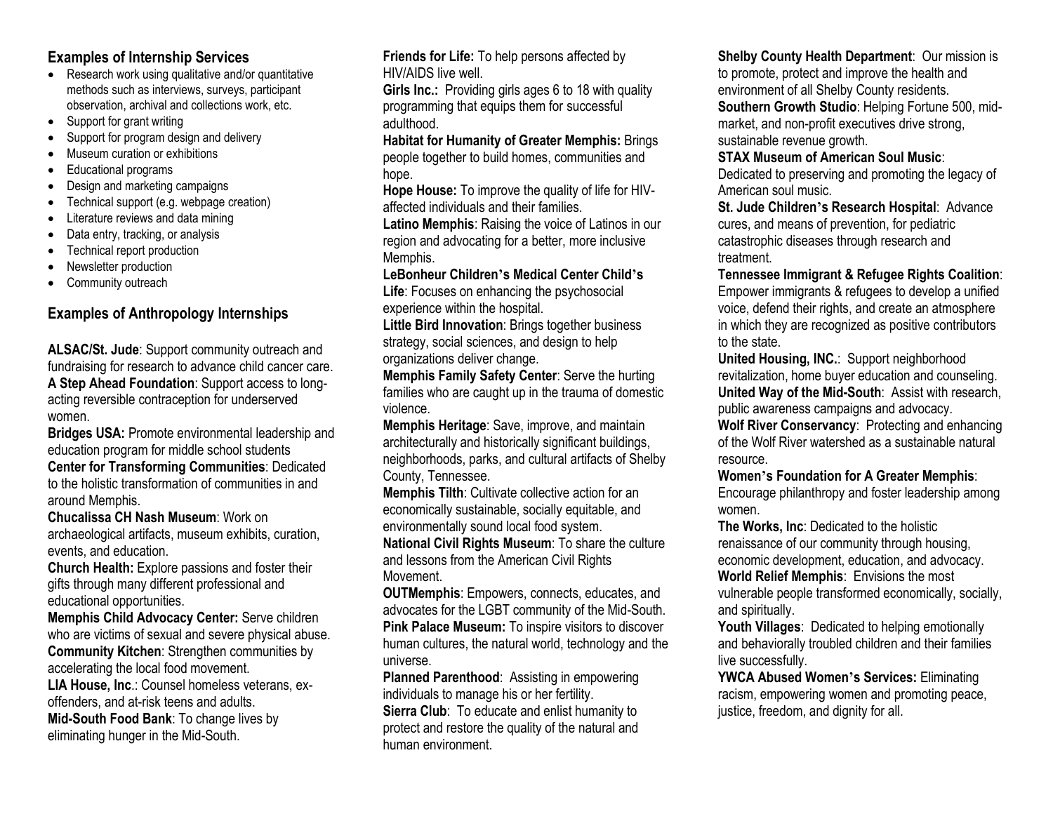## Examples of Internship Services

- Research work using qualitative and/or quantitative methods such as interviews, surveys, participant observation, archival and collections work, etc.
- Support for grant writing
- Support for program design and delivery
- Museum curation or exhibitions
- Educational programs
- Design and marketing campaigns
- Technical support (e.g. webpage creation)
- Literature reviews and data mining
- Data entry, tracking, or analysis
- Technical report production
- Newsletter production
- Community outreach

## Examples of Anthropology Internships

**ALSAC/St. Jude**: Support community outreach and fundraising for research to advance child cancer care.
**A Step Ahead Foundation**: Support access to long-acting reversible contraception for underserved women.
**Bridges USA:** Promote environmental leadership and education program for middle school students
**Center for Transforming Communities**: Dedicated to the holistic transformation of communities in and around Memphis.
**Chucalissa CH Nash Museum**: Work on archaeological artifacts, museum exhibits, curation, events, and education.
**Church Health:** Explore passions and foster their gifts through many different professional and educational opportunities.
**Memphis Child Advocacy Center:** Serve children who are victims of sexual and severe physical abuse.
**Community Kitchen**: Strengthen communities by accelerating the local food movement.
**LIA House, Inc**.: Counsel homeless veterans, ex-offenders, and at-risk teens and adults.
**Mid-South Food Bank**: To change lives by eliminating hunger in the Mid-South.
**Friends for Life:** To help persons affected by HIV/AIDS live well.
**Girls Inc.:** Providing girls ages 6 to 18 with quality programming that equips them for successful adulthood.
**Habitat for Humanity of Greater Memphis:** Brings people together to build homes, communities and hope.
**Hope House:** To improve the quality of life for HIV-affected individuals and their families.
**Latino Memphis**: Raising the voice of Latinos in our region and advocating for a better, more inclusive Memphis.
**LeBonheur Children's Medical Center Child's Life**: Focuses on enhancing the psychosocial experience within the hospital.
**Little Bird Innovation**: Brings together business strategy, social sciences, and design to help organizations deliver change.
**Memphis Family Safety Center**: Serve the hurting families who are caught up in the trauma of domestic violence.
**Memphis Heritage**: Save, improve, and maintain architecturally and historically significant buildings, neighborhoods, parks, and cultural artifacts of Shelby County, Tennessee.
**Memphis Tilth**: Cultivate collective action for an economically sustainable, socially equitable, and environmentally sound local food system.
**National Civil Rights Museum**: To share the culture and lessons from the American Civil Rights Movement.
**OUTMemphis**: Empowers, connects, educates, and advocates for the LGBT community of the Mid-South.
**Pink Palace Museum:** To inspire visitors to discover human cultures, the natural world, technology and the universe.
**Planned Parenthood**: Assisting in empowering individuals to manage his or her fertility.
**Sierra Club**: To educate and enlist humanity to protect and restore the quality of the natural and human environment.
**Shelby County Health Department**: Our mission is to promote, protect and improve the health and environment of all Shelby County residents.
**Southern Growth Studio**: Helping Fortune 500, mid-market, and non-profit executives drive strong, sustainable revenue growth.
**STAX Museum of American Soul Music**: Dedicated to preserving and promoting the legacy of American soul music.
**St. Jude Children's Research Hospital**: Advance cures, and means of prevention, for pediatric catastrophic diseases through research and treatment.
**Tennessee Immigrant & Refugee Rights Coalition**: Empower immigrants & refugees to develop a unified voice, defend their rights, and create an atmosphere in which they are recognized as positive contributors to the state.
**United Housing, INC.**: Support neighborhood revitalization, home buyer education and counseling.
**United Way of the Mid-South**: Assist with research, public awareness campaigns and advocacy.
**Wolf River Conservancy**: Protecting and enhancing of the Wolf River watershed as a sustainable natural resource.
**Women's Foundation for A Greater Memphis**: Encourage philanthropy and foster leadership among women.
**The Works, Inc**: Dedicated to the holistic renaissance of our community through housing, economic development, education, and advocacy.
**World Relief Memphis**: Envisions the most vulnerable people transformed economically, socially, and spiritually.
**Youth Villages**: Dedicated to helping emotionally and behaviorally troubled children and their families live successfully.
**YWCA Abused Women's Services:** Eliminating racism, empowering women and promoting peace, justice, freedom, and dignity for all.